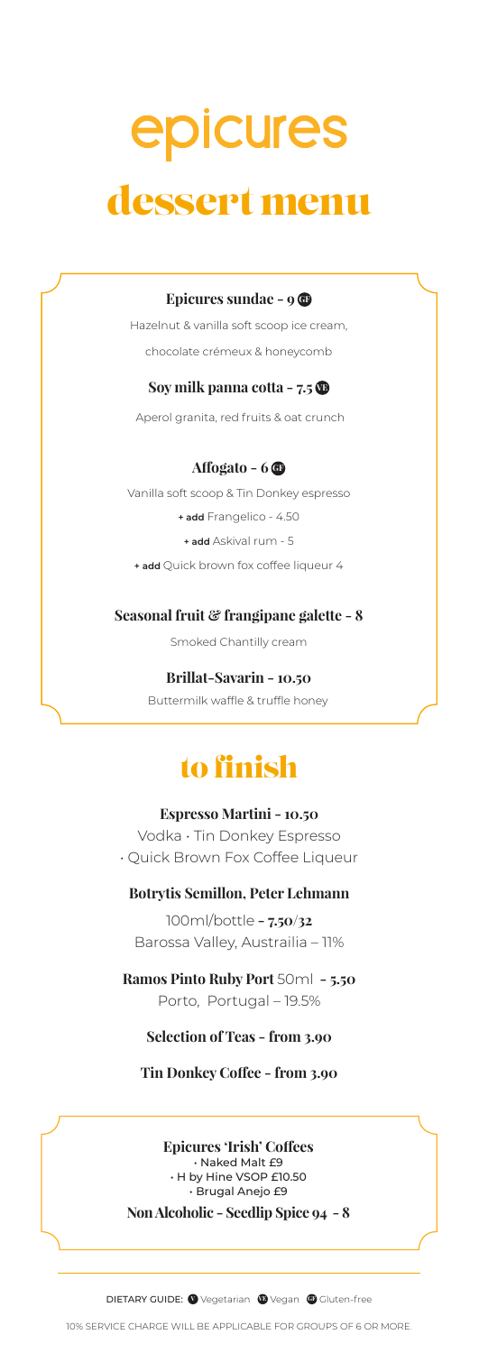# epicures

## dessert menu

**Epicures sundae - 9** GF

Hazelnut & vanilla soft scoop ice cream, chocolate crémeux & honeycomb

**Soy milk panna cotta - 7.5** VE

Aperol granita, red fruits & oat crunch

**Affogato - 6** GF

Vanilla soft scoop & Tin Donkey espresso

**+ add** Frangelico - 4.50

**+ add** Askival rum - 5

**+ add** Quick brown fox coffee liqueur 4

**Seasonal fruit & frangipane galette - 8**

Smoked Chantilly cream

**Brillat-Savarin - 10.50**

Buttermilk waffle & truffle honey

## to finish

**Espresso Martini - 10.50**

Vodka • Tin Donkey Espresso • Quick Brown Fox Coffee Liqueur

**Botrytis Semillon, Peter Lehmann**

100ml/bottle **- 7.50/32**

Barossa Valley, Austrailia – 11%

**Ramos Pinto Ruby Port** 50ml **- 5.50**

Porto, Portugal – 19.5%

**Selection of Teas - from 3.90**

**Tin Donkey Coffee - from 3.90**

**Epicures 'Irish' Coffees**

- Naked Malt £9
- H by Hine VSOP £10.50
- Brugal Anejo £9

**Non Alcoholic - Seedlip Spice 94 - 8**

DIETARY GUIDE: V Vegetarian VE Vegan GF Gluten-free

10% SERVICE CHARGE WILL BE APPLICABLE FOR GROUPS OF 6 OR MORE.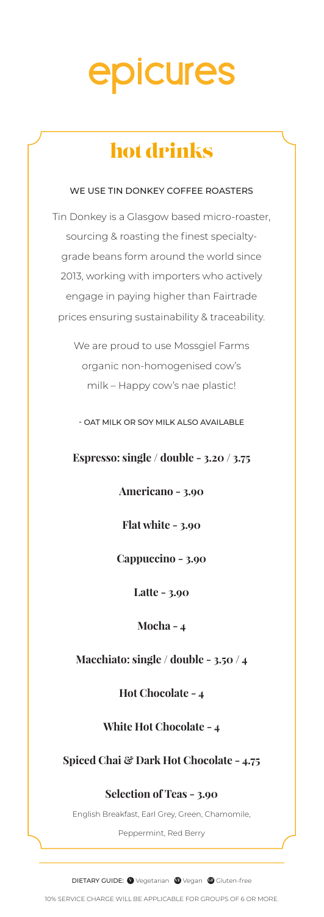# epicures

## hot drinks

WE USE TIN DONKEY COFFEE ROASTERS

Tin Donkey is a Glasgow based micro-roaster, sourcing & roasting the finest specialty-grade beans form around the world since 2013, working with importers who actively engage in paying higher than Fairtrade prices ensuring sustainability & traceability.

We are proud to use Mossgiel Farms organic non-homogenised cow's milk – Happy cow's nae plastic!

- OAT MILK OR SOY MILK ALSO AVAILABLE

**Espresso: single / double - 3.20 / 3.75**

**Americano - 3.90**

**Flat white - 3.90**

**Cappuccino - 3.90**

**Latte - 3.90**

**Mocha - 4**

**Macchiato: single / double - 3.50 / 4**

**Hot Chocolate - 4**

**White Hot Chocolate - 4**

**Spiced Chai & Dark Hot Chocolate - 4.75**

**Selection of Teas - 3.90**

English Breakfast, Earl Grey, Green, Chamomile, Peppermint, Red Berry

DIETARY GUIDE: (V) Vegetarian (VE) Vegan (GF) Gluten-free

10% SERVICE CHARGE WILL BE APPLICABLE FOR GROUPS OF 6 OR MORE.